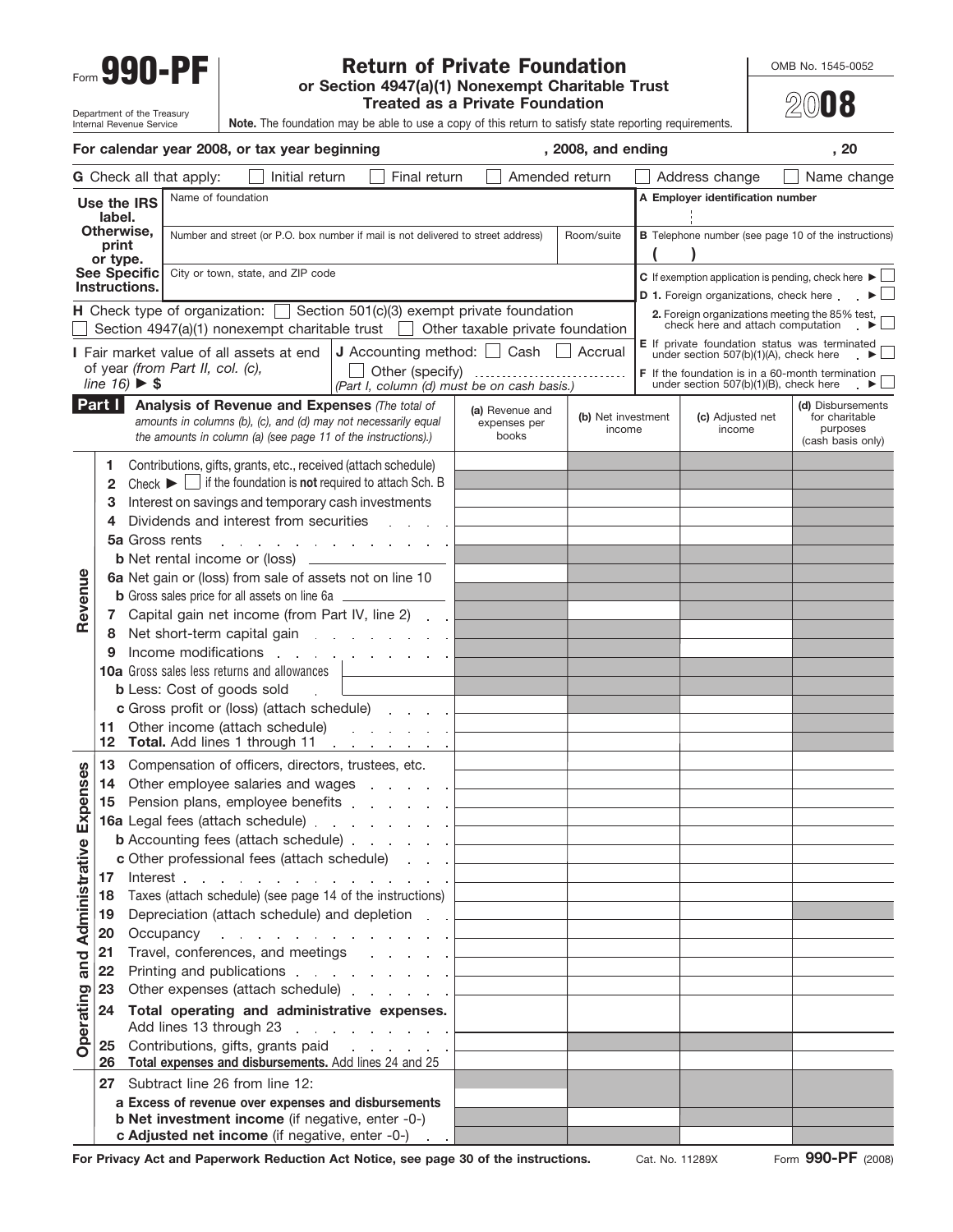Form **990-PF**

Department of the Treasury
Internal Revenue Service

# Return of Private Foundation

## or Section 4947(a)(1) Nonexempt Charitable Trust Treated as a Private Foundation

**Note.** The foundation may be able to use a copy of this return to satisfy state reporting requirements.

OMB No. 1545-0052

**2008**

**For calendar year 2008, or tax year beginning , 2008, and ending , 20**

**G** Check all that apply: ☐ Initial return ☐ Final return ☐ Amended return ☐ Address change ☐ Name change

| Use the IRS label. Otherwise, print or type. See Specific Instructions. | Name of foundation | | A Employer identification number |
|---|---|---|---|
| | Number and street (or P.O. box number if mail is not delivered to street address) | Room/suite | B Telephone number (see page 10 of the instructions) ( ) |
| | City or town, state, and ZIP code | | C If exemption application is pending, check here ▶ ☐ |
| | | | D 1. Foreign organizations, check here ▶ ☐ |
| | | | 2. Foreign organizations meeting the 85% test, check here and attach computation ▶ ☐ |

**H** Check type of organization: ☐ Section 501(c)(3) exempt private foundation
☐ Section 4947(a)(1) nonexempt charitable trust ☐ Other taxable private foundation

**E** If private foundation status was terminated under section 507(b)(1)(A), check here ▶ ☐

**I** Fair market value of all assets at end of year *(from Part II, col. (c), line 16)* ▶ $

**J** Accounting method: ☐ Cash ☐ Accrual
☐ Other (specify)
*(Part I, column (d) must be on cash basis.)*

**F** If the foundation is in a 60-month termination under section 507(b)(1)(B), check here ▶ ☐

**Part I** **Analysis of Revenue and Expenses** *(The total of amounts in columns (b), (c), and (d) may not necessarily equal the amounts in column (a) (see page 11 of the instructions).)*

| | | (a) Revenue and expenses per books | (b) Net investment income | (c) Adjusted net income | (d) Disbursements for charitable purposes (cash basis only) |
|---|---|---|---|---|---|
| **Revenue** | 1 Contributions, gifts, grants, etc., received (attach schedule) | | | | |
| | 2 Check ▶ ☐ if the foundation is **not** required to attach Sch. B | | | | |
| | 3 Interest on savings and temporary cash investments | | | | |
| | 4 Dividends and interest from securities | | | | |
| | 5a Gross rents | | | | |
| | b Net rental income or (loss) | | | | |
| | 6a Net gain or (loss) from sale of assets not on line 10 | | | | |
| | b Gross sales price for all assets on line 6a | | | | |
| | 7 Capital gain net income (from Part IV, line 2) | | | | |
| | 8 Net short-term capital gain | | | | |
| | 9 Income modifications | | | | |
| | 10a Gross sales less returns and allowances | | | | |
| | b Less: Cost of goods sold | | | | |
| | c Gross profit or (loss) (attach schedule) | | | | |
| | 11 Other income (attach schedule) | | | | |
| | 12 **Total.** Add lines 1 through 11 | | | | |
| **Operating and Administrative Expenses** | 13 Compensation of officers, directors, trustees, etc. | | | | |
| | 14 Other employee salaries and wages | | | | |
| | 15 Pension plans, employee benefits | | | | |
| | 16a Legal fees (attach schedule) | | | | |
| | b Accounting fees (attach schedule) | | | | |
| | c Other professional fees (attach schedule) | | | | |
| | 17 Interest | | | | |
| | 18 Taxes (attach schedule) (see page 14 of the instructions) | | | | |
| | 19 Depreciation (attach schedule) and depletion | | | | |
| | 20 Occupancy | | | | |
| | 21 Travel, conferences, and meetings | | | | |
| | 22 Printing and publications | | | | |
| | 23 Other expenses (attach schedule) | | | | |
| | 24 **Total operating and administrative expenses.** Add lines 13 through 23 | | | | |
| | 25 Contributions, gifts, grants paid | | | | |
| | 26 **Total expenses and disbursements.** Add lines 24 and 25 | | | | |
| | 27 Subtract line 26 from line 12: | | | | |
| | a **Excess of revenue over expenses and disbursements** | | | | |
| | b **Net investment income** (if negative, enter -0-) | | | | |
| | c **Adjusted net income** (if negative, enter -0-) | | | | |

**For Privacy Act and Paperwork Reduction Act Notice, see page 30 of the instructions.** Cat. No. 11289X Form **990-PF** (2008)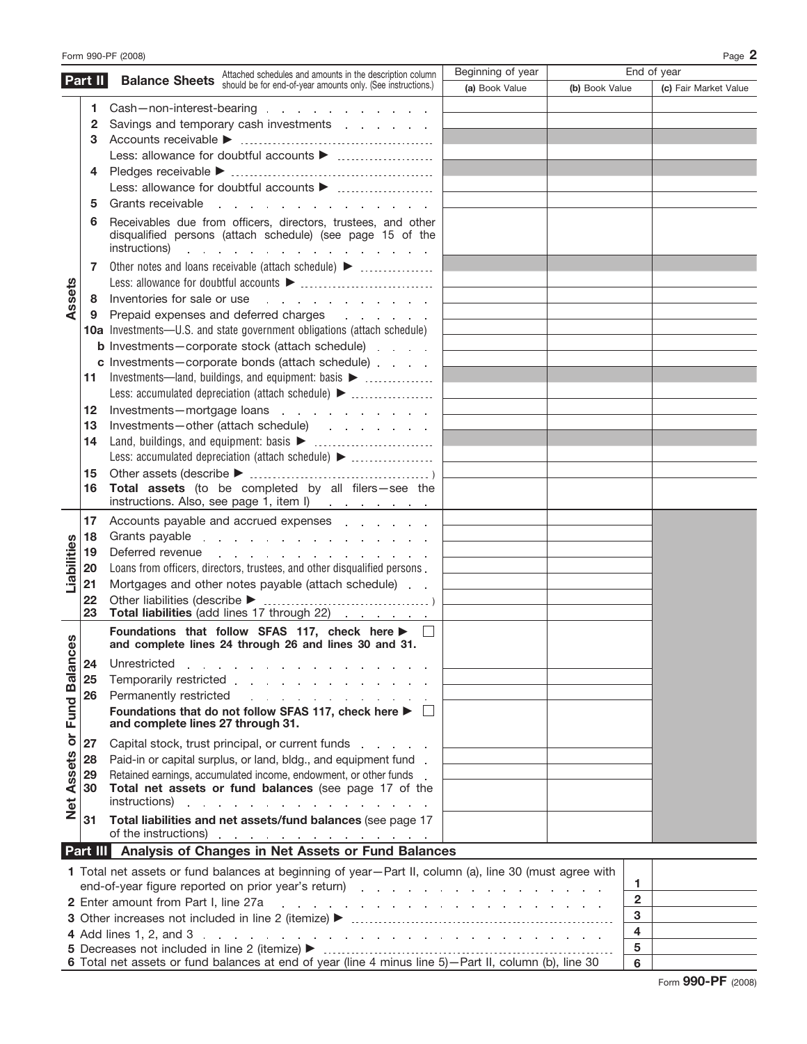Form 990-PF (2008)

## Part II Balance Sheets

Attached schedules and amounts in the description column should be for end-of-year amounts only. (See instructions.)

| | | | Beginning of year | End of year | |
|---|---|---|---|---|---|
| | | | (a) Book Value | (b) Book Value | (c) Fair Market Value |
| **Assets** | 1 | Cash—non-interest-bearing | | | |
| | 2 | Savings and temporary cash investments | | | |
| | 3 | Accounts receivable ▶ | | | |
| | | Less: allowance for doubtful accounts ▶ | | | |
| | 4 | Pledges receivable ▶ | | | |
| | | Less: allowance for doubtful accounts ▶ | | | |
| | 5 | Grants receivable | | | |
| | 6 | Receivables due from officers, directors, trustees, and other disqualified persons (attach schedule) (see page 15 of the instructions) | | | |
| | 7 | Other notes and loans receivable (attach schedule) ▶ | | | |
| | | Less: allowance for doubtful accounts ▶ | | | |
| | 8 | Inventories for sale or use | | | |
| | 9 | Prepaid expenses and deferred charges | | | |
| | 10a | Investments—U.S. and state government obligations (attach schedule) | | | |
| | b | Investments—corporate stock (attach schedule) | | | |
| | c | Investments—corporate bonds (attach schedule) | | | |
| | 11 | Investments—land, buildings, and equipment: basis ▶ | | | |
| | | Less: accumulated depreciation (attach schedule) ▶ | | | |
| | 12 | Investments—mortgage loans | | | |
| | 13 | Investments—other (attach schedule) | | | |
| | 14 | Land, buildings, and equipment: basis ▶ | | | |
| | | Less: accumulated depreciation (attach schedule) ▶ | | | |
| | 15 | Other assets (describe ▶ ) | | | |
| | 16 | **Total assets** (to be completed by all filers—see the instructions. Also, see page 1, item I) | | | |
| **Liabilities** | 17 | Accounts payable and accrued expenses | | | |
| | 18 | Grants payable | | | |
| | 19 | Deferred revenue | | | |
| | 20 | Loans from officers, directors, trustees, and other disqualified persons | | | |
| | 21 | Mortgages and other notes payable (attach schedule) | | | |
| | 22 | Other liabilities (describe ▶ ) | | | |
| | 23 | **Total liabilities** (add lines 17 through 22) | | | |
| **Net Assets or Fund Balances** | | **Foundations that follow SFAS 117, check here ▶ ☐ and complete lines 24 through 26 and lines 30 and 31.** | | | |
| | 24 | Unrestricted | | | |
| | 25 | Temporarily restricted | | | |
| | 26 | Permanently restricted | | | |
| | | **Foundations that do not follow SFAS 117, check here ▶ ☐ and complete lines 27 through 31.** | | | |
| | 27 | Capital stock, trust principal, or current funds | | | |
| | 28 | Paid-in or capital surplus, or land, bldg., and equipment fund | | | |
| | 29 | Retained earnings, accumulated income, endowment, or other funds | | | |
| | 30 | **Total net assets or fund balances** (see page 17 of the instructions) | | | |
| | 31 | **Total liabilities and net assets/fund balances** (see page 17 of the instructions) | | | |

## Part III Analysis of Changes in Net Assets or Fund Balances

| | | |
|---|---|---|
| 1 Total net assets or fund balances at beginning of year—Part II, column (a), line 30 (must agree with end-of-year figure reported on prior year's return) | 1 | |
| 2 Enter amount from Part I, line 27a | 2 | |
| 3 Other increases not included in line 2 (itemize) ▶ | 3 | |
| 4 Add lines 1, 2, and 3 | 4 | |
| 5 Decreases not included in line 2 (itemize) ▶ | 5 | |
| 6 Total net assets or fund balances at end of year (line 4 minus line 5)—Part II, column (b), line 30 | 6 | |

Form **990-PF** (2008)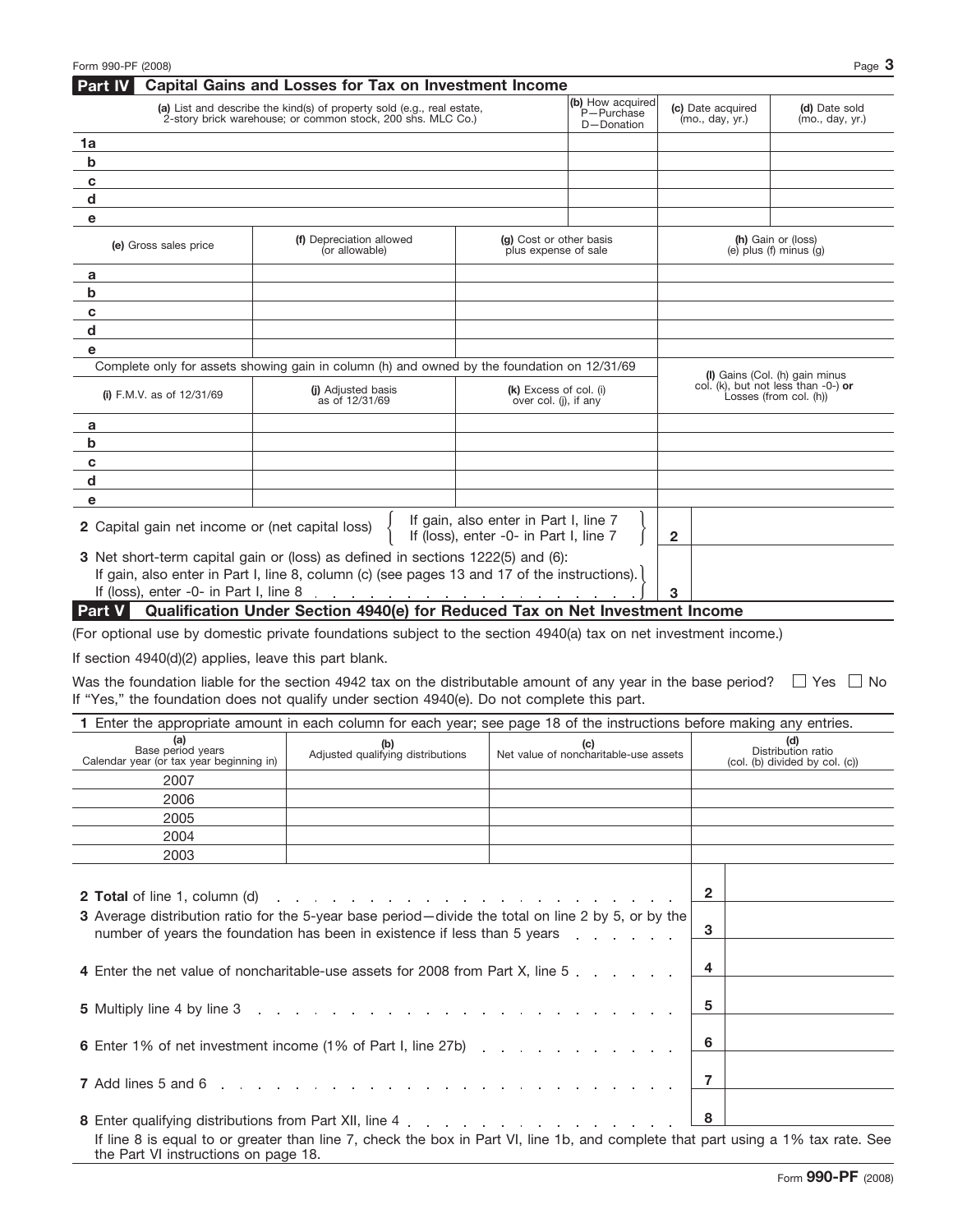## Part IV Capital Gains and Losses for Tax on Investment Income

| | (a) List and describe the kind(s) of property sold (e.g., real estate, 2-story brick warehouse; or common stock, 200 shs. MLC Co.) | (b) How acquired P—Purchase D—Donation | (c) Date acquired (mo., day, yr.) | (d) Date sold (mo., day, yr.) |
|---|---|---|---|---|
| 1a | | | | |
| b | | | | |
| c | | | | |
| d | | | | |
| e | | | | |

| | (e) Gross sales price | (f) Depreciation allowed (or allowable) | (g) Cost or other basis plus expense of sale | (h) Gain or (loss) (e) plus (f) minus (g) |
|---|---|---|---|---|
| a | | | | |
| b | | | | |
| c | | | | |
| d | | | | |
| e | | | | |

Complete only for assets showing gain in column (h) and owned by the foundation on 12/31/69

| | (i) F.M.V. as of 12/31/69 | (j) Adjusted basis as of 12/31/69 | (k) Excess of col. (i) over col. (j), if any | (l) Gains (Col. (h) gain minus col. (k), but not less than -0-) **or** Losses (from col. (h)) |
|---|---|---|---|---|
| a | | | | |
| b | | | | |
| c | | | | |
| d | | | | |
| e | | | | |

**2** Capital gain net income or (net capital loss) { If gain, also enter in Part I, line 7; If (loss), enter -0- in Part I, line 7 } **2** ______

**3** Net short-term capital gain or (loss) as defined in sections 1222(5) and (6): If gain, also enter in Part I, line 8, column (c) (see pages 13 and 17 of the instructions). If (loss), enter -0- in Part I, line 8 . . . **3** ______

## Part V Qualification Under Section 4940(e) for Reduced Tax on Net Investment Income

(For optional use by domestic private foundations subject to the section 4940(a) tax on net investment income.)

If section 4940(d)(2) applies, leave this part blank.

Was the foundation liable for the section 4942 tax on the distributable amount of any year in the base period? ☐ Yes ☐ No

If "Yes," the foundation does not qualify under section 4940(e). Do not complete this part.

**1** Enter the appropriate amount in each column for each year; see page 18 of the instructions before making any entries.

| (a) Base period years Calendar year (or tax year beginning in) | (b) Adjusted qualifying distributions | (c) Net value of noncharitable-use assets | (d) Distribution ratio (col. (b) divided by col. (c)) |
|---|---|---|---|
| 2007 | | | |
| 2006 | | | |
| 2005 | | | |
| 2004 | | | |
| 2003 | | | |

| | | |
|---|---|---|
| **2 Total** of line 1, column (d) . . . | **2** | |
| **3** Average distribution ratio for the 5-year base period—divide the total on line 2 by 5, or by the number of years the foundation has been in existence if less than 5 years . . . | **3** | |
| **4** Enter the net value of noncharitable-use assets for 2008 from Part X, line 5 . . . | **4** | |
| **5** Multiply line 4 by line 3 . . . | **5** | |
| **6** Enter 1% of net investment income (1% of Part I, line 27b) . . . | **6** | |
| **7** Add lines 5 and 6 . . . | **7** | |
| **8** Enter qualifying distributions from Part XII, line 4 . . . | **8** | |

If line 8 is equal to or greater than line 7, check the box in Part VI, line 1b, and complete that part using a 1% tax rate. See the Part VI instructions on page 18.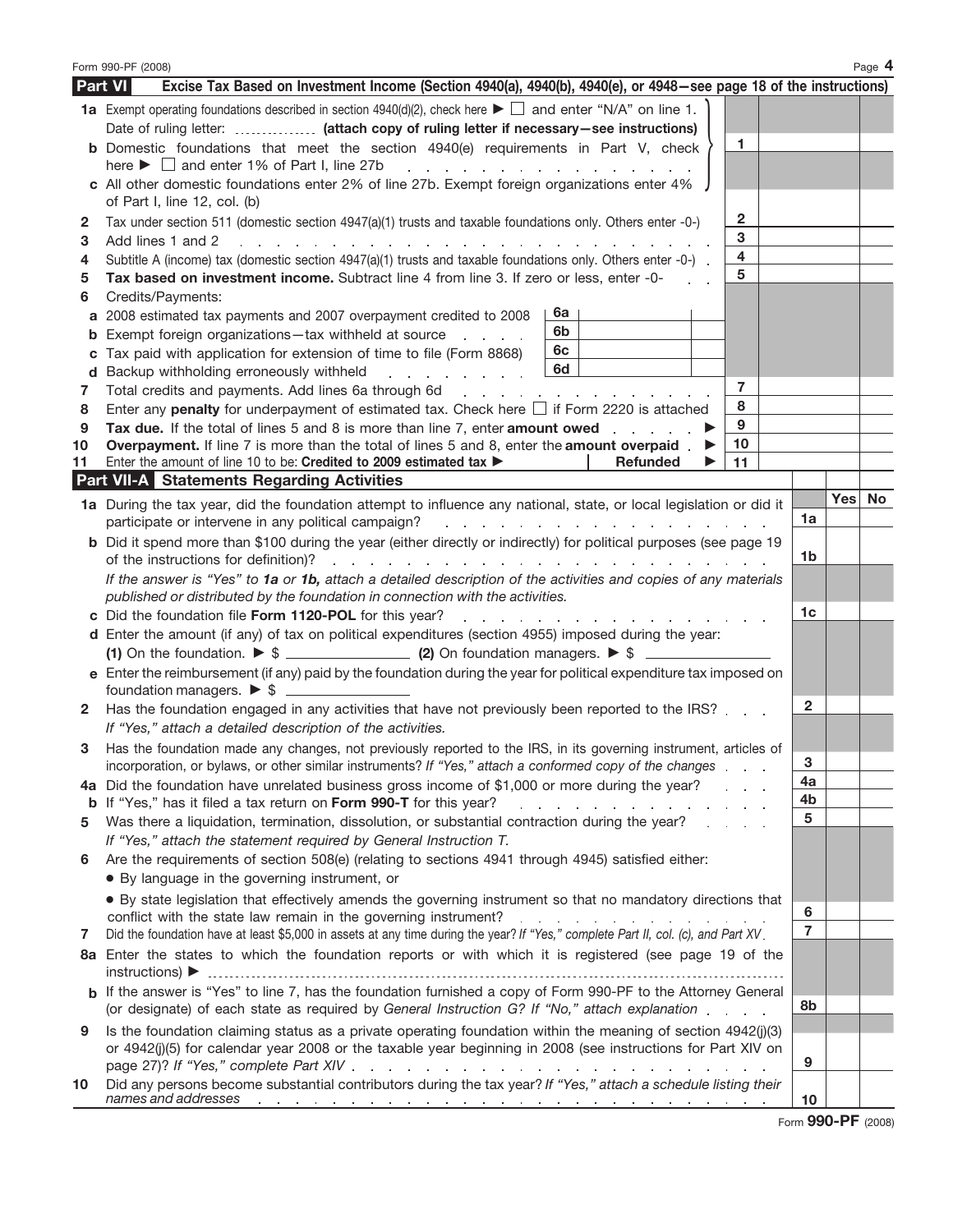Form 990-PF (2008)

## Part VI — Excise Tax Based on Investment Income (Section 4940(a), 4940(b), 4940(e), or 4948—see page 18 of the instructions)

| | | | |
|---|---|---|---|
| **1a** | Exempt operating foundations described in section 4940(d)(2), check here ▶ ☐ and enter "N/A" on line 1. Date of ruling letter: .............. **(attach copy of ruling letter if necessary—see instructions)** | | |
| **b** | Domestic foundations that meet the section 4940(e) requirements in Part V, check here ▶ ☐ and enter 1% of Part I, line 27b | 1 | |
| **c** | All other domestic foundations enter 2% of line 27b. Exempt foreign organizations enter 4% of Part I, line 12, col. (b) | | |
| **2** | Tax under section 511 (domestic section 4947(a)(1) trusts and taxable foundations only. Others enter -0-) | 2 | |
| **3** | Add lines 1 and 2 | 3 | |
| **4** | Subtitle A (income) tax (domestic section 4947(a)(1) trusts and taxable foundations only. Others enter -0-) | 4 | |
| **5** | **Tax based on investment income.** Subtract line 4 from line 3. If zero or less, enter -0- | 5 | |
| **6** | Credits/Payments: | | |
| **a** | 2008 estimated tax payments and 2007 overpayment credited to 2008 — 6a | | |
| **b** | Exempt foreign organizations—tax withheld at source — 6b | | |
| **c** | Tax paid with application for extension of time to file (Form 8868) — 6c | | |
| **d** | Backup withholding erroneously withheld — 6d | | |
| **7** | Total credits and payments. Add lines 6a through 6d | 7 | |
| **8** | Enter any **penalty** for underpayment of estimated tax. Check here ☐ if Form 2220 is attached | 8 | |
| **9** | **Tax due.** If the total of lines 5 and 8 is more than line 7, enter **amount owed** ▶ | 9 | |
| **10** | **Overpayment.** If line 7 is more than the total of lines 5 and 8, enter the **amount overpaid** ▶ | 10 | |
| **11** | Enter the amount of line 10 to be: **Credited to 2009 estimated tax** ▶ \_\_\_\_ **Refunded** ▶ | 11 | |

## Part VII-A — Statements Regarding Activities

| | | | Yes | No |
|---|---|---|---|---|
| **1a** | During the tax year, did the foundation attempt to influence any national, state, or local legislation or did it participate or intervene in any political campaign? | 1a | | |
| **b** | Did it spend more than $100 during the year (either directly or indirectly) for political purposes (see page 19 of the instructions for definition)? | 1b | | |
| | *If the answer is "Yes" to **1a** or **1b**, attach a detailed description of the activities and copies of any materials published or distributed by the foundation in connection with the activities.* | | | |
| **c** | Did the foundation file **Form 1120-POL** for this year? | 1c | | |
| **d** | Enter the amount (if any) of tax on political expenditures (section 4955) imposed during the year: **(1)** On the foundation. ▶ $ \_\_\_\_\_\_ **(2)** On foundation managers. ▶ $ \_\_\_\_\_\_ | | | |
| **e** | Enter the reimbursement (if any) paid by the foundation during the year for political expenditure tax imposed on foundation managers. ▶ $ \_\_\_\_\_\_ | | | |
| **2** | Has the foundation engaged in any activities that have not previously been reported to the IRS? *If "Yes," attach a detailed description of the activities.* | 2 | | |
| **3** | Has the foundation made any changes, not previously reported to the IRS, in its governing instrument, articles of incorporation, or bylaws, or other similar instruments? *If "Yes," attach a conformed copy of the changes* | 3 | | |
| **4a** | Did the foundation have unrelated business gross income of $1,000 or more during the year? | 4a | | |
| **b** | If "Yes," has it filed a tax return on **Form 990-T** for this year? | 4b | | |
| **5** | Was there a liquidation, termination, dissolution, or substantial contraction during the year? *If "Yes," attach the statement required by General Instruction T.* | 5 | | |
| **6** | Are the requirements of section 508(e) (relating to sections 4941 through 4945) satisfied either: • By language in the governing instrument, or • By state legislation that effectively amends the governing instrument so that no mandatory directions that conflict with the state law remain in the governing instrument? | 6 | | |
| **7** | Did the foundation have at least $5,000 in assets at any time during the year? *If "Yes," complete Part II, col. (c), and Part XV.* | 7 | | |
| **8a** | Enter the states to which the foundation reports or with which it is registered (see page 19 of the instructions) ▶ | | | |
| **b** | If the answer is "Yes" to line 7, has the foundation furnished a copy of Form 990-PF to the Attorney General (or designate) of each state as required by *General Instruction G? If "No," attach explanation* | 8b | | |
| **9** | Is the foundation claiming status as a private operating foundation within the meaning of section 4942(j)(3) or 4942(j)(5) for calendar year 2008 or the taxable year beginning in 2008 (see instructions for Part XIV on page 27)? *If "Yes," complete Part XIV* | 9 | | |
| **10** | Did any persons become substantial contributors during the tax year? *If "Yes," attach a schedule listing their names and addresses* | 10 | | |

Form **990-PF** (2008)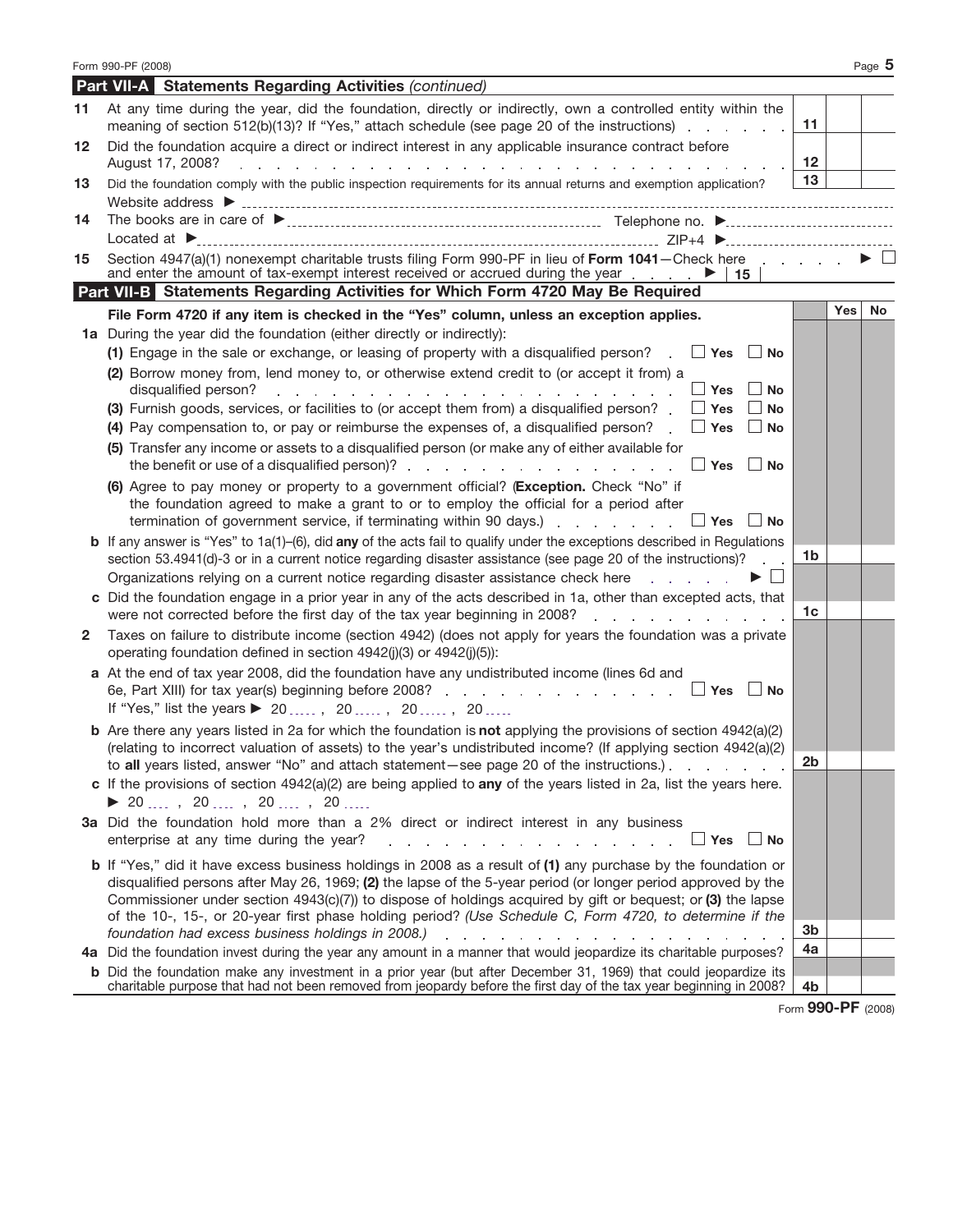## Part VII-A Statements Regarding Activities *(continued)*

| | | Line | Yes | No |
|---|---|---|---|---|
| **11** | At any time during the year, did the foundation, directly or indirectly, own a controlled entity within the meaning of section 512(b)(13)? If "Yes," attach schedule (see page 20 of the instructions) | 11 | | |
| **12** | Did the foundation acquire a direct or indirect interest in any applicable insurance contract before August 17, 2008? | 12 | | |
| **13** | Did the foundation comply with the public inspection requirements for its annual returns and exemption application? | 13 | | |

Website address ►

**14** The books are in care of ► Telephone no. ►

Located at ► ZIP+4 ►

**15** Section 4947(a)(1) nonexempt charitable trusts filing Form 990-PF in lieu of **Form 1041**—Check here ► ☐

and enter the amount of tax-exempt interest received or accrued during the year ► | 15 |

## Part VII-B Statements Regarding Activities for Which Form 4720 May Be Required

| | | Line | Yes | No |
|---|---|---|---|---|
| | **File Form 4720 if any item is checked in the "Yes" column, unless an exception applies.** | | | |
| **1a** | During the year did the foundation (either directly or indirectly): | | | |
| | **(1)** Engage in the sale or exchange, or leasing of property with a disqualified person? ☐ Yes ☐ No | | | |
| | **(2)** Borrow money from, lend money to, or otherwise extend credit to (or accept it from) a disqualified person? ☐ Yes ☐ No | | | |
| | **(3)** Furnish goods, services, or facilities to (or accept them from) a disqualified person? ☐ Yes ☐ No | | | |
| | **(4)** Pay compensation to, or pay or reimburse the expenses of, a disqualified person? ☐ Yes ☐ No | | | |
| | **(5)** Transfer any income or assets to a disqualified person (or make any of either available for the benefit or use of a disqualified person)? ☐ Yes ☐ No | | | |
| | **(6)** Agree to pay money or property to a government official? (**Exception.** Check "No" if the foundation agreed to make a grant to or to employ the official for a period after termination of government service, if terminating within 90 days.) ☐ Yes ☐ No | | | |
| **b** | If any answer is "Yes" to 1a(1)–(6), did **any** of the acts fail to qualify under the exceptions described in Regulations section 53.4941(d)-3 or in a current notice regarding disaster assistance (see page 20 of the instructions)? | 1b | | |
| | Organizations relying on a current notice regarding disaster assistance check here ► ☐ | | | |
| **c** | Did the foundation engage in a prior year in any of the acts described in 1a, other than excepted acts, that were not corrected before the first day of the tax year beginning in 2008? | 1c | | |
| **2** | Taxes on failure to distribute income (section 4942) (does not apply for years the foundation was a private operating foundation defined in section 4942(j)(3) or 4942(j)(5)): | | | |
| **a** | At the end of tax year 2008, did the foundation have any undistributed income (lines 6d and 6e, Part XIII) for tax year(s) beginning before 2008? ☐ Yes ☐ No<br>If "Yes," list the years ► 20 ..... , 20 ..... , 20 ..... , 20 ..... | | | |
| **b** | Are there any years listed in 2a for which the foundation is **not** applying the provisions of section 4942(a)(2) (relating to incorrect valuation of assets) to the year's undistributed income? (If applying section 4942(a)(2) to **all** years listed, answer "No" and attach statement—see page 20 of the instructions.) | 2b | | |
| **c** | If the provisions of section 4942(a)(2) are being applied to **any** of the years listed in 2a, list the years here.<br>► 20 .... , 20 .... , 20 .... , 20 ..... | | | |
| **3a** | Did the foundation hold more than a 2% direct or indirect interest in any business enterprise at any time during the year? ☐ Yes ☐ No | | | |
| **b** | If "Yes," did it have excess business holdings in 2008 as a result of **(1)** any purchase by the foundation or disqualified persons after May 26, 1969; **(2)** the lapse of the 5-year period (or longer period approved by the Commissioner under section 4943(c)(7)) to dispose of holdings acquired by gift or bequest; or **(3)** the lapse of the 10-, 15-, or 20-year first phase holding period? *(Use Schedule C, Form 4720, to determine if the foundation had excess business holdings in 2008.)* | 3b | | |
| **4a** | Did the foundation invest during the year any amount in a manner that would jeopardize its charitable purposes? | 4a | | |
| **b** | Did the foundation make any investment in a prior year (but after December 31, 1969) that could jeopardize its charitable purpose that had not been removed from jeopardy before the first day of the tax year beginning in 2008? | 4b | | |

Form **990-PF** (2008)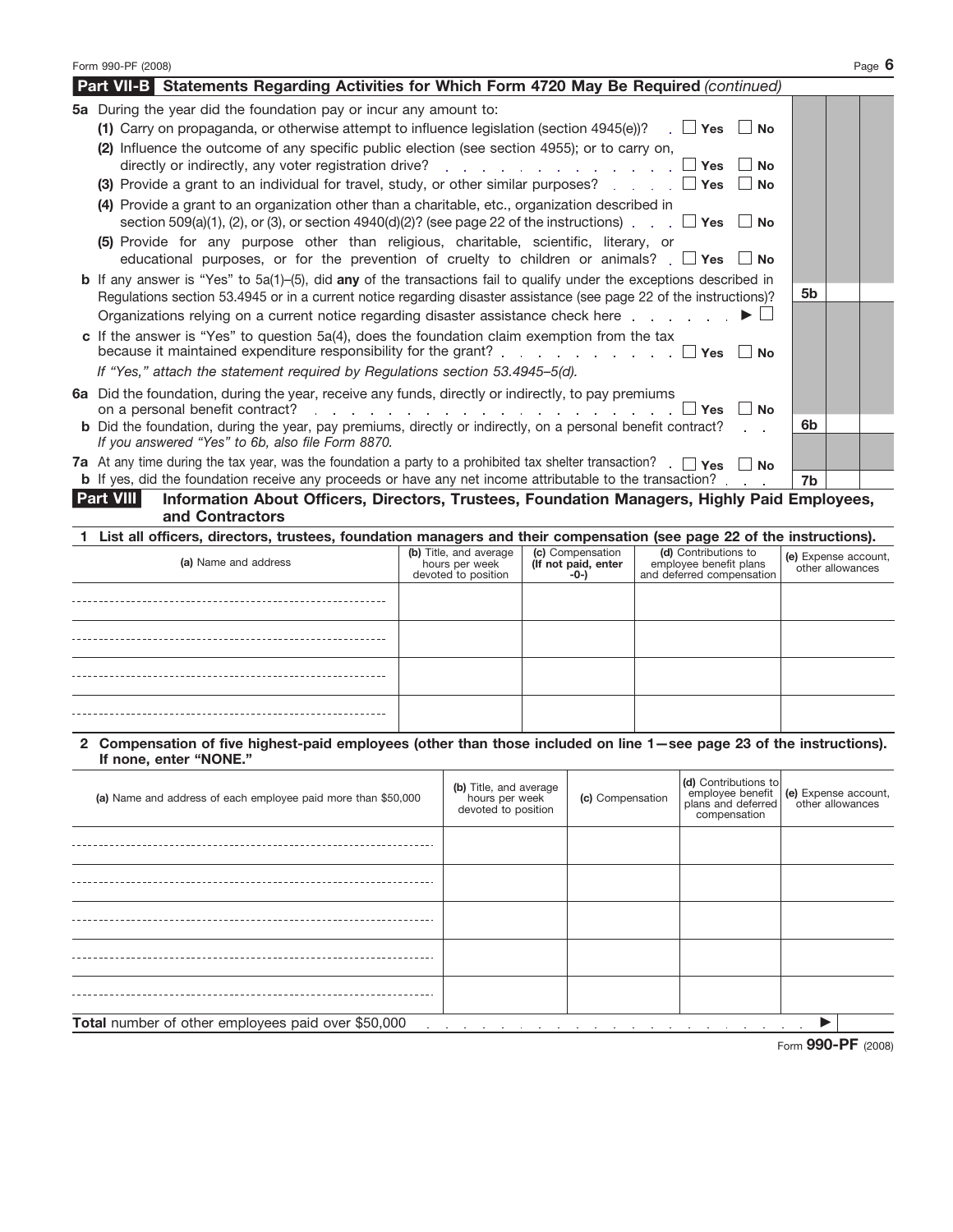## Part VII-B Statements Regarding Activities for Which Form 4720 May Be Required *(continued)*

**5a** During the year did the foundation pay or incur any amount to:

**(1)** Carry on propaganda, or otherwise attempt to influence legislation (section 4945(e))? ☐ **Yes** ☐ **No**

**(2)** Influence the outcome of any specific public election (see section 4955); or to carry on, directly or indirectly, any voter registration drive? ☐ **Yes** ☐ **No**

**(3)** Provide a grant to an individual for travel, study, or other similar purposes? ☐ **Yes** ☐ **No**

**(4)** Provide a grant to an organization other than a charitable, etc., organization described in section 509(a)(1), (2), or (3), or section 4940(d)(2)? (see page 22 of the instructions) ☐ **Yes** ☐ **No**

**(5)** Provide for any purpose other than religious, charitable, scientific, literary, or educational purposes, or for the prevention of cruelty to children or animals? ☐ **Yes** ☐ **No**

**b** If any answer is "Yes" to 5a(1)–(5), did **any** of the transactions fail to qualify under the exceptions described in Regulations section 53.4945 or in a current notice regarding disaster assistance (see page 22 of the instructions)? **5b**

Organizations relying on a current notice regarding disaster assistance check here ▶ ☐

**c** If the answer is "Yes" to question 5a(4), does the foundation claim exemption from the tax because it maintained expenditure responsibility for the grant? ☐ **Yes** ☐ **No**

*If "Yes," attach the statement required by Regulations section 53.4945–5(d).*

**6a** Did the foundation, during the year, receive any funds, directly or indirectly, to pay premiums on a personal benefit contract? ☐ **Yes** ☐ **No**

**b** Did the foundation, during the year, pay premiums, directly or indirectly, on a personal benefit contract? **6b**

*If you answered "Yes" to 6b, also file Form 8870.*

**7a** At any time during the tax year, was the foundation a party to a prohibited tax shelter transaction? ☐ **Yes** ☐ **No**

**b** If yes, did the foundation receive any proceeds or have any net income attributable to the transaction? **7b**

## Part VIII Information About Officers, Directors, Trustees, Foundation Managers, Highly Paid Employees, and Contractors

**1 List all officers, directors, trustees, foundation managers and their compensation (see page 22 of the instructions).**

| (a) Name and address | (b) Title, and average hours per week devoted to position | (c) Compensation (If not paid, enter -0-) | (d) Contributions to employee benefit plans and deferred compensation | (e) Expense account, other allowances |
|---|---|---|---|---|
| | | | | |
| | | | | |
| | | | | |
| | | | | |

**2 Compensation of five highest-paid employees (other than those included on line 1—see page 23 of the instructions). If none, enter "NONE."**

| (a) Name and address of each employee paid more than $50,000 | (b) Title, and average hours per week devoted to position | (c) Compensation | (d) Contributions to employee benefit plans and deferred compensation | (e) Expense account, other allowances |
|---|---|---|---|---|
| | | | | |
| | | | | |
| | | | | |
| | | | | |
| | | | | |

**Total** number of other employees paid over $50,000 ▶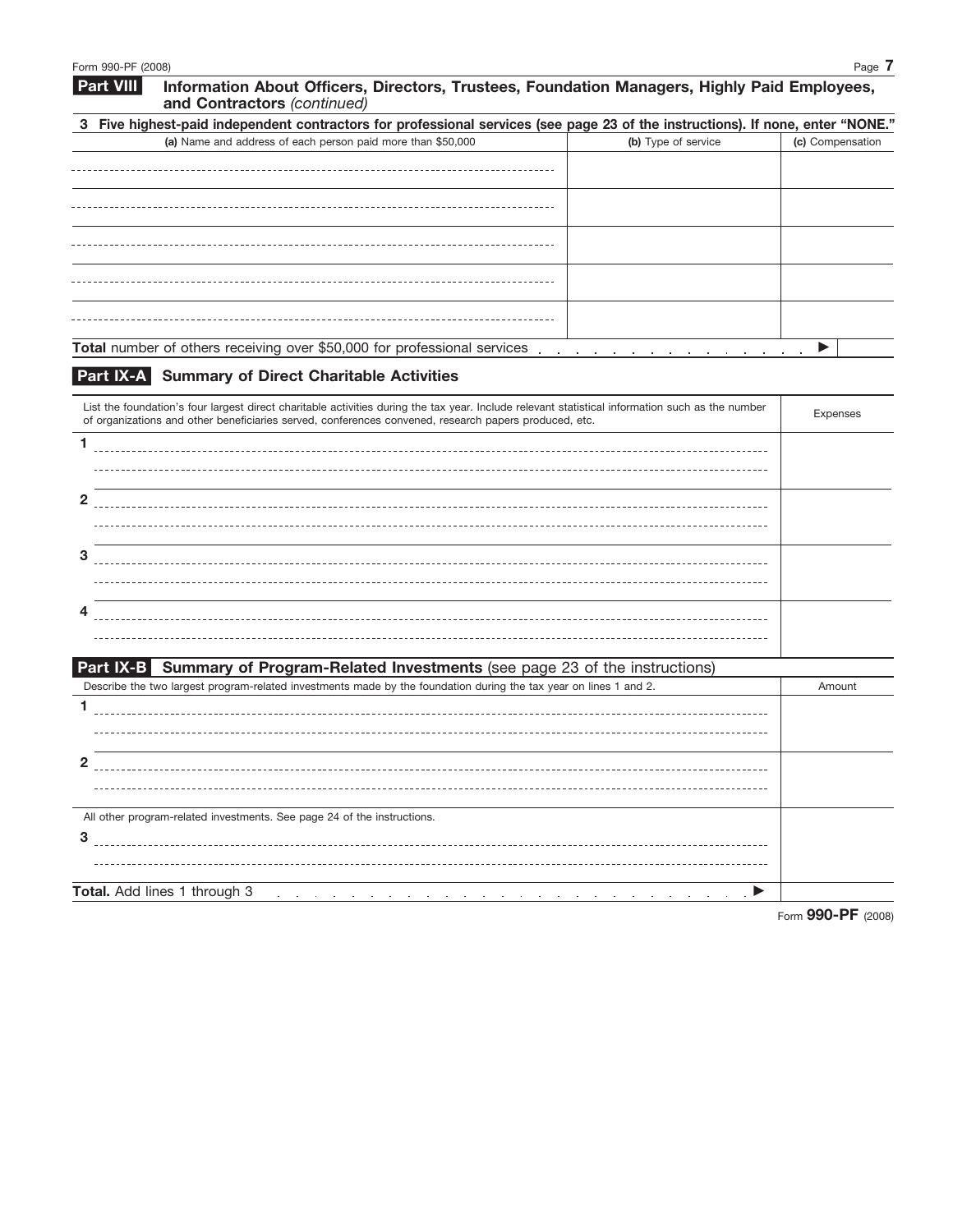## Part VIII Information About Officers, Directors, Trustees, Foundation Managers, Highly Paid Employees, and Contractors *(continued)*

**3 Five highest-paid independent contractors for professional services (see page 23 of the instructions). If none, enter "NONE."**

| (a) Name and address of each person paid more than $50,000 | (b) Type of service | (c) Compensation |
|---|---|---|
| | | |
| | | |
| | | |
| | | |
| | | |

**Total** number of others receiving over $50,000 for professional services . . . . . . . . . . . . . . . . ▶

## Part IX-A Summary of Direct Charitable Activities

| List the foundation's four largest direct charitable activities during the tax year. Include relevant statistical information such as the number of organizations and other beneficiaries served, conferences convened, research papers produced, etc. | Expenses |
|---|---|
| 1 | |
| 2 | |
| 3 | |
| 4 | |

## Part IX-B Summary of Program-Related Investments (see page 23 of the instructions)

| Describe the two largest program-related investments made by the foundation during the tax year on lines 1 and 2. | Amount |
|---|---|
| 1 | |
| 2 | |
| All other program-related investments. See page 24 of the instructions. | |
| 3 | |
| **Total.** Add lines 1 through 3 . . . . . . . . . . . . . . . . . . . . . . . . ▶ | |

Form **990-PF** (2008)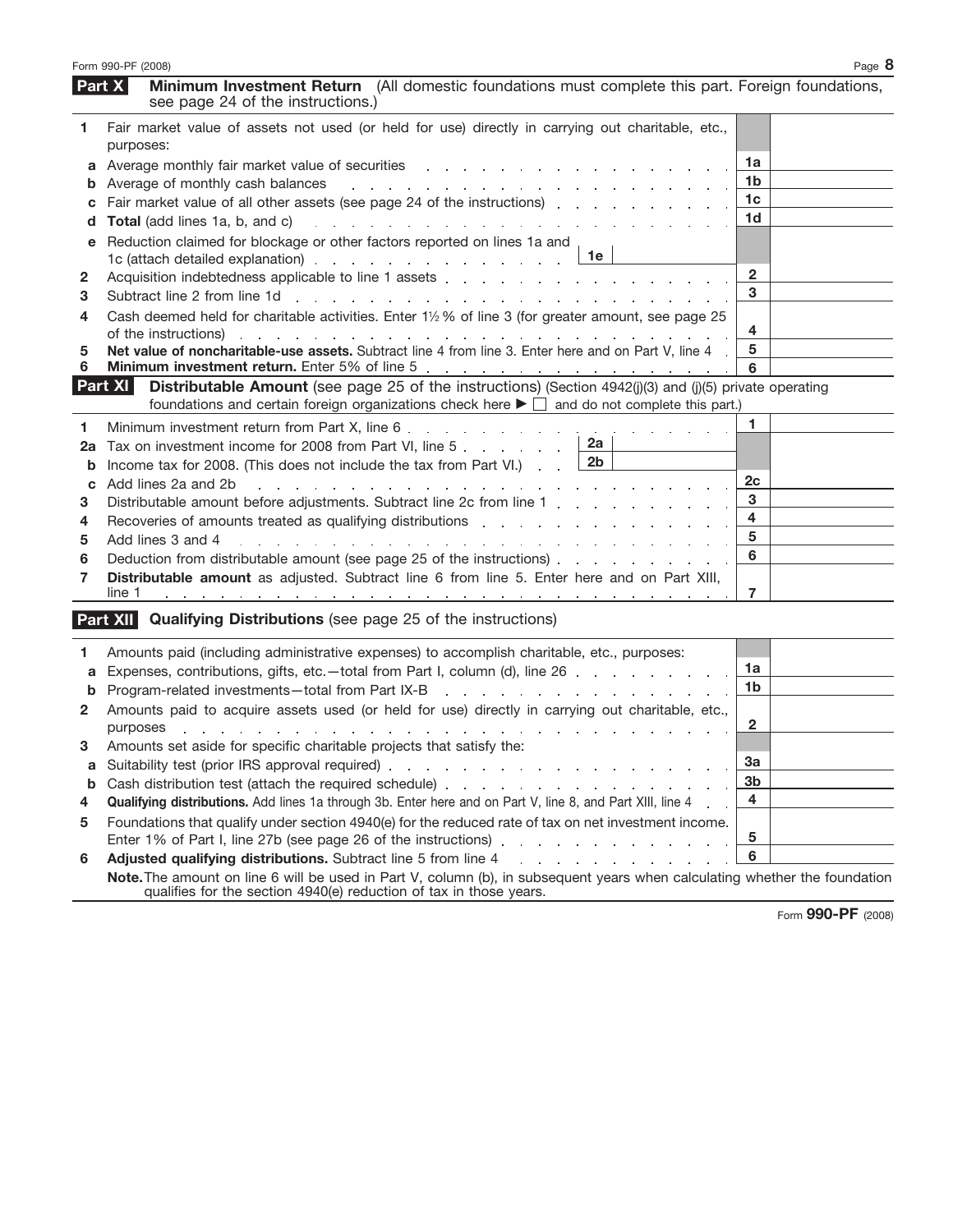## Part X — Minimum Investment Return (All domestic foundations must complete this part. Foreign foundations, see page 24 of the instructions.)

| | | | |
|---|---|---|---|
| **1** | Fair market value of assets not used (or held for use) directly in carrying out charitable, etc., purposes: | | |
| **a** | Average monthly fair market value of securities | 1a | |
| **b** | Average of monthly cash balances | 1b | |
| **c** | Fair market value of all other assets (see page 24 of the instructions) | 1c | |
| **d** | **Total** (add lines 1a, b, and c) | 1d | |
| **e** | Reduction claimed for blockage or other factors reported on lines 1a and 1c (attach detailed explanation) — 1e | | |
| **2** | Acquisition indebtedness applicable to line 1 assets | 2 | |
| **3** | Subtract line 2 from line 1d | 3 | |
| **4** | Cash deemed held for charitable activities. Enter 1½ % of line 3 (for greater amount, see page 25 of the instructions) | 4 | |
| **5** | **Net value of noncharitable-use assets.** Subtract line 4 from line 3. Enter here and on Part V, line 4 | 5 | |
| **6** | **Minimum investment return.** Enter 5% of line 5 | 6 | |

## Part XI — Distributable Amount (see page 25 of the instructions) (Section 4942(j)(3) and (j)(5) private operating foundations and certain foreign organizations check here ▶ ☐ and do not complete this part.)

| | | | |
|---|---|---|---|
| **1** | Minimum investment return from Part X, line 6 | 1 | |
| **2a** | Tax on investment income for 2008 from Part VI, line 5 — 2a | | |
| **b** | Income tax for 2008. (This does not include the tax from Part VI.) — 2b | | |
| **c** | Add lines 2a and 2b | 2c | |
| **3** | Distributable amount before adjustments. Subtract line 2c from line 1 | 3 | |
| **4** | Recoveries of amounts treated as qualifying distributions | 4 | |
| **5** | Add lines 3 and 4 | 5 | |
| **6** | Deduction from distributable amount (see page 25 of the instructions) | 6 | |
| **7** | **Distributable amount** as adjusted. Subtract line 6 from line 5. Enter here and on Part XIII, line 1 | 7 | |

## Part XII — Qualifying Distributions (see page 25 of the instructions)

| | | | |
|---|---|---|---|
| **1** | Amounts paid (including administrative expenses) to accomplish charitable, etc., purposes: | | |
| **a** | Expenses, contributions, gifts, etc.—total from Part I, column (d), line 26 | 1a | |
| **b** | Program-related investments—total from Part IX-B | 1b | |
| **2** | Amounts paid to acquire assets used (or held for use) directly in carrying out charitable, etc., purposes | 2 | |
| **3** | Amounts set aside for specific charitable projects that satisfy the: | | |
| **a** | Suitability test (prior IRS approval required) | 3a | |
| **b** | Cash distribution test (attach the required schedule) | 3b | |
| **4** | **Qualifying distributions.** Add lines 1a through 3b. Enter here and on Part V, line 8, and Part XIII, line 4 | 4 | |
| **5** | Foundations that qualify under section 4940(e) for the reduced rate of tax on net investment income. Enter 1% of Part I, line 27b (see page 26 of the instructions) | 5 | |
| **6** | **Adjusted qualifying distributions.** Subtract line 5 from line 4 | 6 | |

**Note.** The amount on line 6 will be used in Part V, column (b), in subsequent years when calculating whether the foundation qualifies for the section 4940(e) reduction of tax in those years.

Form **990-PF** (2008)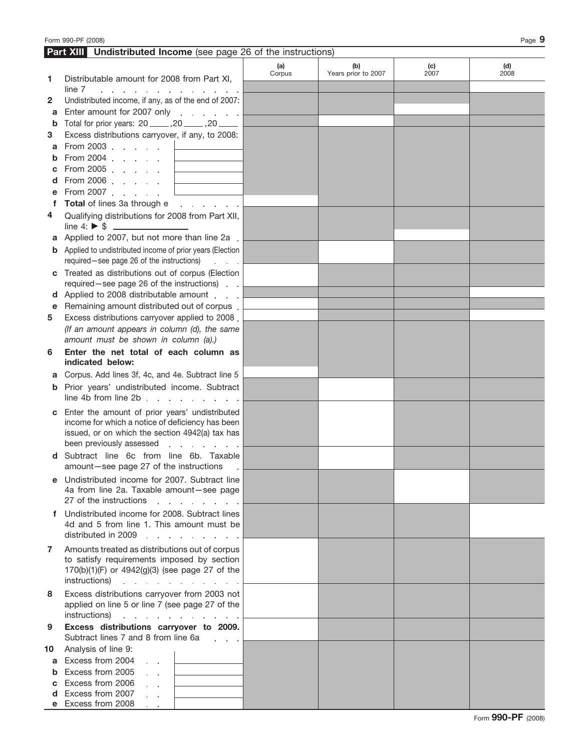## Part XIII Undistributed Income (see page 26 of the instructions)

| | | (a) Corpus | (b) Years prior to 2007 | (c) 2007 | (d) 2008 |
|---|---|---|---|---|---|
| **1** | Distributable amount for 2008 from Part XI, line 7 | | | | |
| **2** | Undistributed income, if any, as of the end of 2007: | | | | |
| **a** | Enter amount for 2007 only | | | | |
| **b** | Total for prior years: 20 ____ ,20 ____ ,20 ____ | | | | |
| **3** | Excess distributions carryover, if any, to 2008: | | | | |
| **a** | From 2003 | | | | |
| **b** | From 2004 | | | | |
| **c** | From 2005 | | | | |
| **d** | From 2006 | | | | |
| **e** | From 2007 | | | | |
| **f** | **Total** of lines 3a through e | | | | |
| **4** | Qualifying distributions for 2008 from Part XII, line 4: ▶ $ ____________ | | | | |
| **a** | Applied to 2007, but not more than line 2a | | | | |
| **b** | Applied to undistributed income of prior years (Election required—see page 26 of the instructions) | | | | |
| **c** | Treated as distributions out of corpus (Election required—see page 26 of the instructions) | | | | |
| **d** | Applied to 2008 distributable amount | | | | |
| **e** | Remaining amount distributed out of corpus | | | | |
| **5** | Excess distributions carryover applied to 2008 *(If an amount appears in column (d), the same amount must be shown in column (a).)* | | | | |
| **6** | **Enter the net total of each column as indicated below:** | | | | |
| **a** | Corpus. Add lines 3f, 4c, and 4e. Subtract line 5 | | | | |
| **b** | Prior years' undistributed income. Subtract line 4b from line 2b | | | | |
| **c** | Enter the amount of prior years' undistributed income for which a notice of deficiency has been issued, or on which the section 4942(a) tax has been previously assessed | | | | |
| **d** | Subtract line 6c from line 6b. Taxable amount—see page 27 of the instructions | | | | |
| **e** | Undistributed income for 2007. Subtract line 4a from line 2a. Taxable amount—see page 27 of the instructions | | | | |
| **f** | Undistributed income for 2008. Subtract lines 4d and 5 from line 1. This amount must be distributed in 2009 | | | | |
| **7** | Amounts treated as distributions out of corpus to satisfy requirements imposed by section 170(b)(1)(F) or 4942(g)(3) (see page 27 of the instructions) | | | | |
| **8** | Excess distributions carryover from 2003 not applied on line 5 or line 7 (see page 27 of the instructions) | | | | |
| **9** | **Excess distributions carryover to 2009.** Subtract lines 7 and 8 from line 6a | | | | |
| **10** | Analysis of line 9: | | | | |
| **a** | Excess from 2004 | | | | |
| **b** | Excess from 2005 | | | | |
| **c** | Excess from 2006 | | | | |
| **d** | Excess from 2007 | | | | |
| **e** | Excess from 2008 | | | | |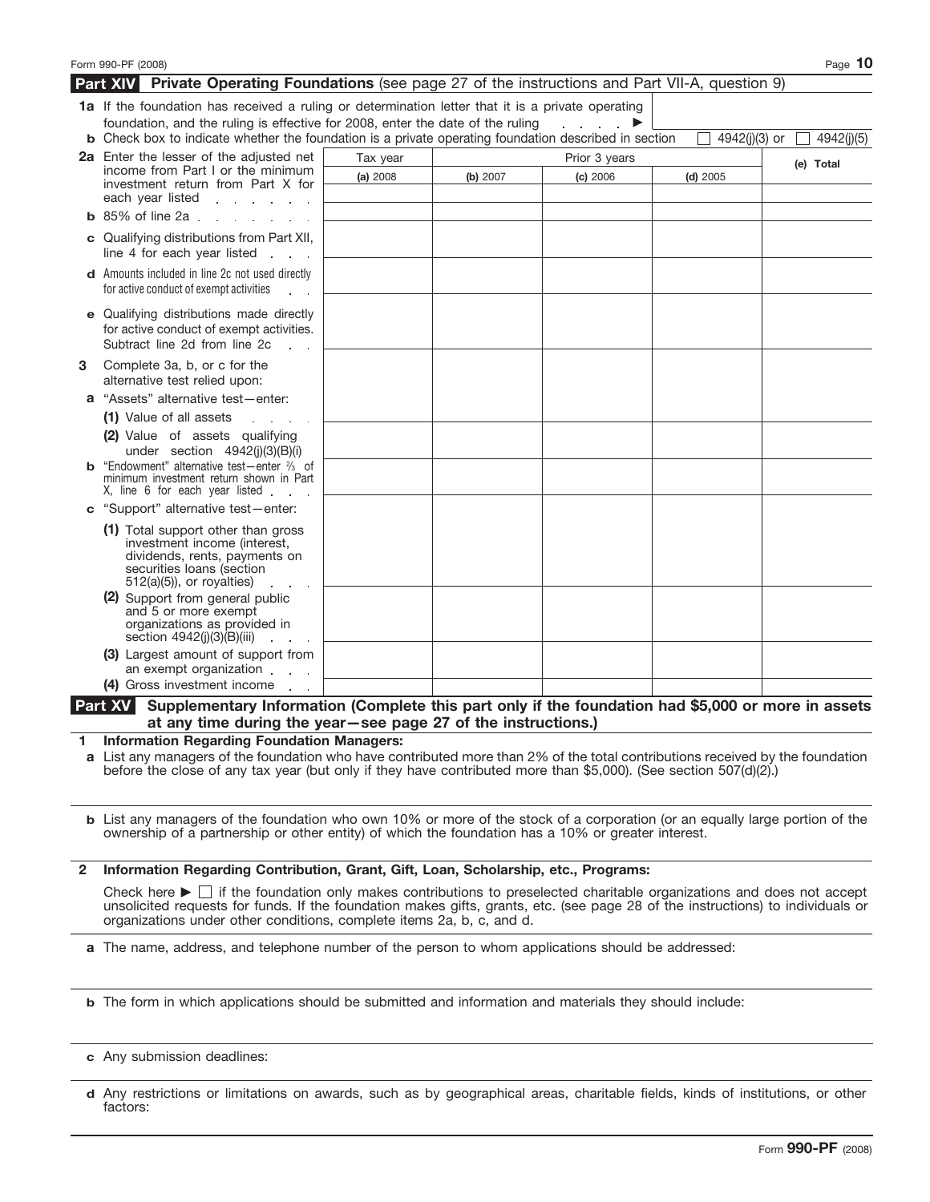Form 990-PF (2008)

## Part XIV Private Operating Foundations (see page 27 of the instructions and Part VII-A, question 9)

**1a** If the foundation has received a ruling or determination letter that it is a private operating foundation, and the ruling is effective for 2008, enter the date of the ruling . . . . . ▶

**b** Check box to indicate whether the foundation is a private operating foundation described in section ☐ 4942(j)(3) or ☐ 4942(j)(5)

| | Tax year | Prior 3 years | | | (e) Total |
|---|---|---|---|---|---|
| | (a) 2008 | (b) 2007 | (c) 2006 | (d) 2005 | |
| **2a** Enter the lesser of the adjusted net income from Part I or the minimum investment return from Part X for each year listed | | | | | |
| **b** 85% of line 2a | | | | | |
| **c** Qualifying distributions from Part XII, line 4 for each year listed | | | | | |
| **d** Amounts included in line 2c not used directly for active conduct of exempt activities | | | | | |
| **e** Qualifying distributions made directly for active conduct of exempt activities. Subtract line 2d from line 2c | | | | | |
| **3** Complete 3a, b, or c for the alternative test relied upon: | | | | | |
| **a** "Assets" alternative test—enter: | | | | | |
| **(1)** Value of all assets | | | | | |
| **(2)** Value of assets qualifying under section 4942(j)(3)(B)(i) | | | | | |
| **b** "Endowment" alternative test—enter ⅔ of minimum investment return shown in Part X, line 6 for each year listed | | | | | |
| **c** "Support" alternative test—enter: | | | | | |
| **(1)** Total support other than gross investment income (interest, dividends, rents, payments on securities loans (section 512(a)(5)), or royalties) | | | | | |
| **(2)** Support from general public and 5 or more exempt organizations as provided in section 4942(j)(3)(B)(iii) | | | | | |
| **(3)** Largest amount of support from an exempt organization | | | | | |
| **(4)** Gross investment income | | | | | |

## Part XV Supplementary Information (Complete this part only if the foundation had $5,000 or more in assets at any time during the year—see page 27 of the instructions.)

**1 Information Regarding Foundation Managers:**

**a** List any managers of the foundation who have contributed more than 2% of the total contributions received by the foundation before the close of any tax year (but only if they have contributed more than $5,000). (See section 507(d)(2).)

**b** List any managers of the foundation who own 10% or more of the stock of a corporation (or an equally large portion of the ownership of a partnership or other entity) of which the foundation has a 10% or greater interest.

**2 Information Regarding Contribution, Grant, Gift, Loan, Scholarship, etc., Programs:**

Check here ▶ ☐ if the foundation only makes contributions to preselected charitable organizations and does not accept unsolicited requests for funds. If the foundation makes gifts, grants, etc. (see page 28 of the instructions) to individuals or organizations under other conditions, complete items 2a, b, c, and d.

**a** The name, address, and telephone number of the person to whom applications should be addressed:

**b** The form in which applications should be submitted and information and materials they should include:

**c** Any submission deadlines:

**d** Any restrictions or limitations on awards, such as by geographical areas, charitable fields, kinds of institutions, or other factors:

Form **990-PF** (2008)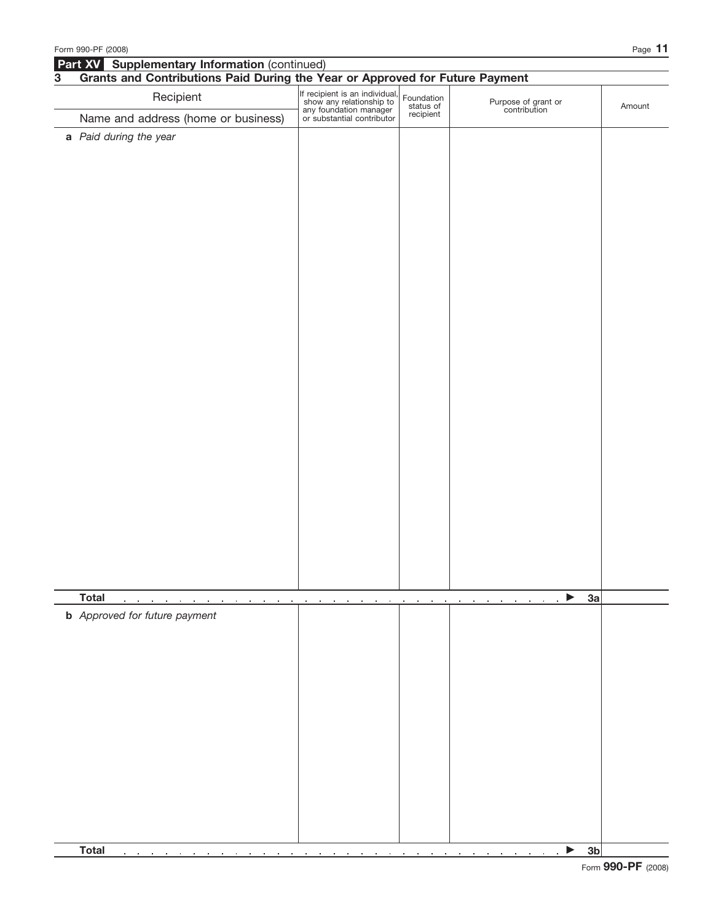## Part XV Supplementary Information (continued)

### 3 Grants and Contributions Paid During the Year or Approved for Future Payment

| Recipient<br>Name and address (home or business) | If recipient is an individual, show any relationship to any foundation manager or substantial contributor | Foundation status of recipient | Purpose of grant or contribution | Amount |
|---|---|---|---|---|
| ***a** Paid during the year* | | | | |
| **Total** | | | ▶ **3a** | |
| ***b** Approved for future payment* | | | | |
| **Total** | | | ▶ **3b** | |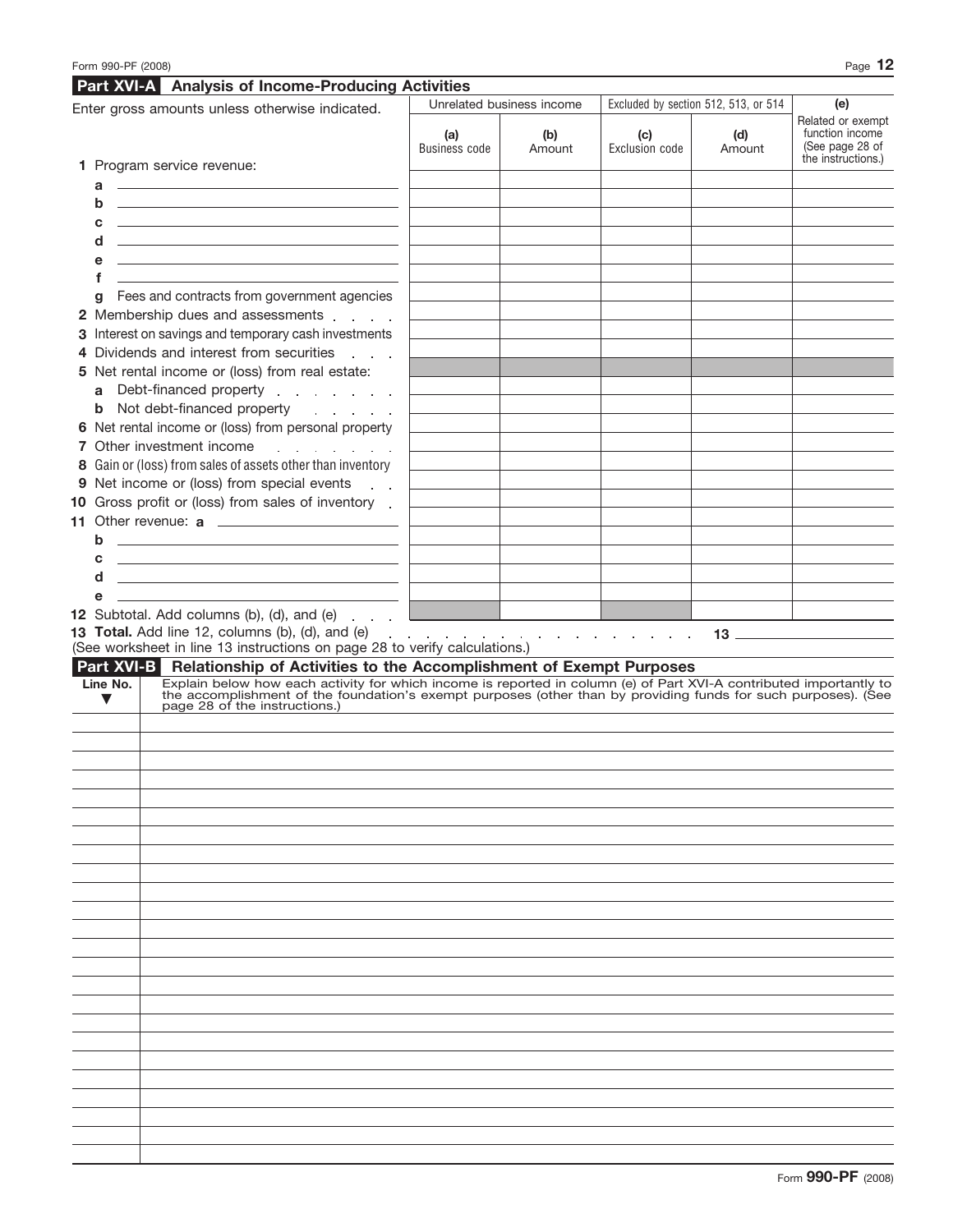## Part XVI-A Analysis of Income-Producing Activities

| Enter gross amounts unless otherwise indicated. | Unrelated business income | | Excluded by section 512, 513, or 514 | | (e) |
|---|---|---|---|---|---|
| | (a) Business code | (b) Amount | (c) Exclusion code | (d) Amount | Related or exempt function income (See page 28 of the instructions.) |
| **1** Program service revenue: | | | | | |
| a | | | | | |
| b | | | | | |
| c | | | | | |
| d | | | | | |
| e | | | | | |
| f | | | | | |
| g Fees and contracts from government agencies | | | | | |
| **2** Membership dues and assessments | | | | | |
| **3** Interest on savings and temporary cash investments | | | | | |
| **4** Dividends and interest from securities | | | | | |
| **5** Net rental income or (loss) from real estate: | | | | | |
| a Debt-financed property | | | | | |
| b Not debt-financed property | | | | | |
| **6** Net rental income or (loss) from personal property | | | | | |
| **7** Other investment income | | | | | |
| **8** Gain or (loss) from sales of assets other than inventory | | | | | |
| **9** Net income or (loss) from special events | | | | | |
| **10** Gross profit or (loss) from sales of inventory | | | | | |
| **11** Other revenue: a | | | | | |
| b | | | | | |
| c | | | | | |
| d | | | | | |
| e | | | | | |
| **12** Subtotal. Add columns (b), (d), and (e) | | | | | |

**13 Total.** Add line 12, columns (b), (d), and (e) . . . . . . . . . . . . . . . . . . . **13** ____________

(See worksheet in line 13 instructions on page 28 to verify calculations.)

## Part XVI-B Relationship of Activities to the Accomplishment of Exempt Purposes

| Line No. ▼ | Explain below how each activity for which income is reported in column (e) of Part XVI-A contributed importantly to the accomplishment of the foundation's exempt purposes (other than by providing funds for such purposes). (See page 28 of the instructions.) |
|---|---|
| | |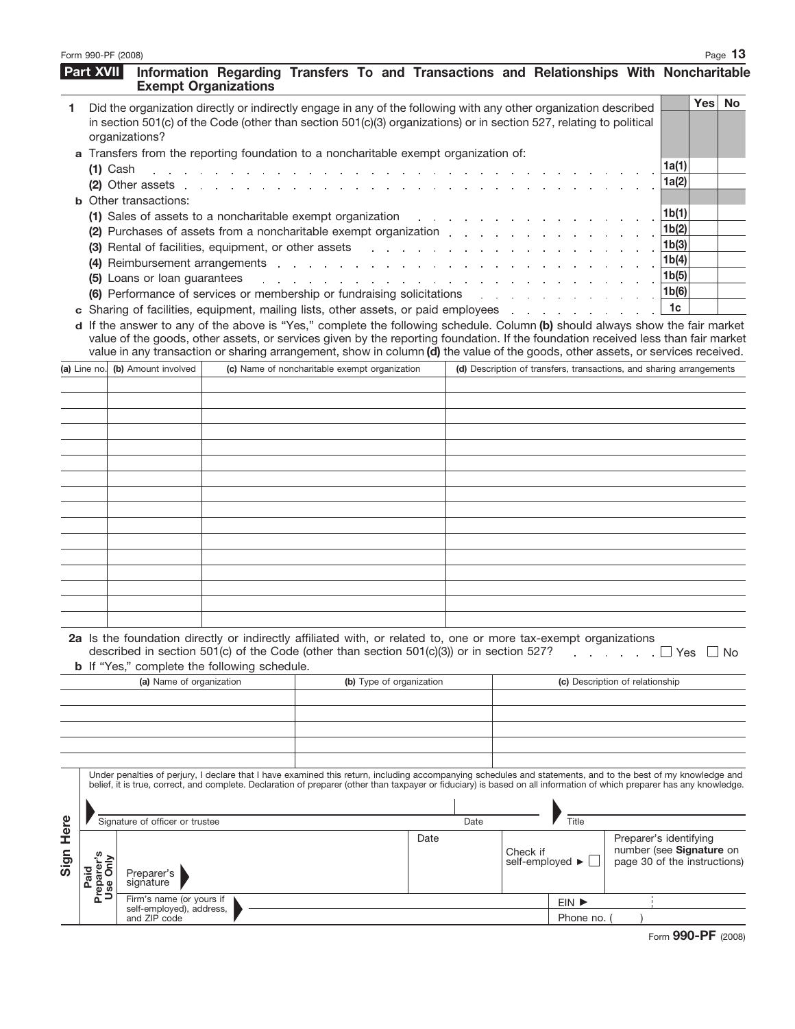## Part XVII Information Regarding Transfers To and Transactions and Relationships With Noncharitable Exempt Organizations

| | | Yes | No |
|---|---|---|---|
| **1** Did the organization directly or indirectly engage in any of the following with any other organization described in section 501(c) of the Code (other than section 501(c)(3) organizations) or in section 527, relating to political organizations? | | | |
| **a** Transfers from the reporting foundation to a noncharitable exempt organization of: | | | |
| **(1)** Cash | 1a(1) | | |
| **(2)** Other assets | 1a(2) | | |
| **b** Other transactions: | | | |
| **(1)** Sales of assets to a noncharitable exempt organization | 1b(1) | | |
| **(2)** Purchases of assets from a noncharitable exempt organization | 1b(2) | | |
| **(3)** Rental of facilities, equipment, or other assets | 1b(3) | | |
| **(4)** Reimbursement arrangements | 1b(4) | | |
| **(5)** Loans or loan guarantees | 1b(5) | | |
| **(6)** Performance of services or membership or fundraising solicitations | 1b(6) | | |
| **c** Sharing of facilities, equipment, mailing lists, other assets, or paid employees | 1c | | |

**d** If the answer to any of the above is "Yes," complete the following schedule. Column **(b)** should always show the fair market value of the goods, other assets, or services given by the reporting foundation. If the foundation received less than fair market value in any transaction or sharing arrangement, show in column **(d)** the value of the goods, other assets, or services received.

| (a) Line no. | (b) Amount involved | (c) Name of noncharitable exempt organization | (d) Description of transfers, transactions, and sharing arrangements |
|---|---|---|---|
| | | | |
| | | | |
| | | | |
| | | | |
| | | | |
| | | | |
| | | | |
| | | | |
| | | | |
| | | | |
| | | | |
| | | | |
| | | | |
| | | | |
| | | | |
| | | | |

**2a** Is the foundation directly or indirectly affiliated with, or related to, one or more tax-exempt organizations described in section 501(c) of the Code (other than section 501(c)(3)) or in section 527? ☐ Yes ☐ No

**b** If "Yes," complete the following schedule.

| (a) Name of organization | (b) Type of organization | (c) Description of relationship |
|---|---|---|
| | | |
| | | |
| | | |
| | | |
| | | |

**Sign Here**

Under penalties of perjury, I declare that I have examined this return, including accompanying schedules and statements, and to the best of my knowledge and belief, it is true, correct, and complete. Declaration of preparer (other than taxpayer or fiduciary) is based on all information of which preparer has any knowledge.

Signature of officer or trustee | Date | Title

**Paid Preparer's Use Only**

| Preparer's signature | Date | Check if self-employed ► ☐ | Preparer's identifying number (see **Signature** on page 30 of the instructions) |
|---|---|---|---|
| Firm's name (or yours if self-employed), address, and ZIP code | | EIN ► | |
| | | Phone no. ( ) | |